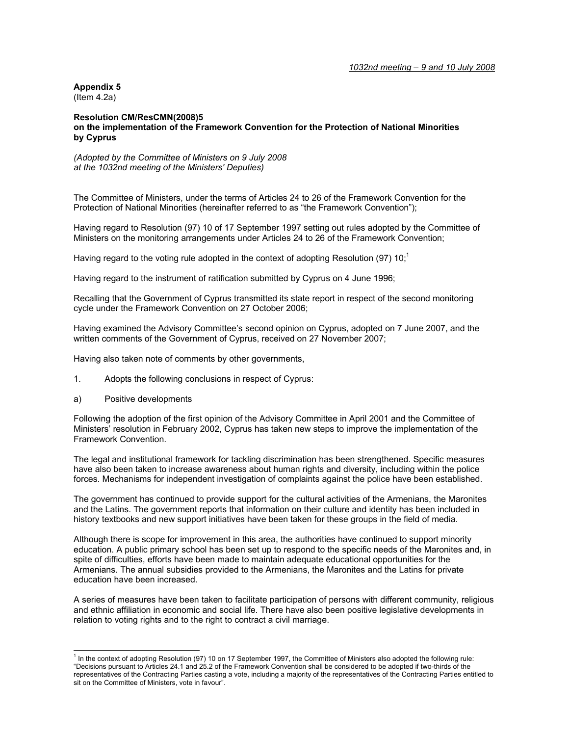*1032nd meeting – 9 and 10 July 2008*

**Appendix 5**
(Item 4.2a)

**Resolution CM/ResCMN(2008)5**
**on the implementation of the Framework Convention for the Protection of National Minorities by Cyprus**

*(Adopted by the Committee of Ministers on 9 July 2008 at the 1032nd meeting of the Ministers' Deputies)*

The Committee of Ministers, under the terms of Articles 24 to 26 of the Framework Convention for the Protection of National Minorities (hereinafter referred to as "the Framework Convention");

Having regard to Resolution (97) 10 of 17 September 1997 setting out rules adopted by the Committee of Ministers on the monitoring arrangements under Articles 24 to 26 of the Framework Convention;

Having regard to the voting rule adopted in the context of adopting Resolution (97) 10;[1]

Having regard to the instrument of ratification submitted by Cyprus on 4 June 1996;

Recalling that the Government of Cyprus transmitted its state report in respect of the second monitoring cycle under the Framework Convention on 27 October 2006;

Having examined the Advisory Committee's second opinion on Cyprus, adopted on 7 June 2007, and the written comments of the Government of Cyprus, received on 27 November 2007;

Having also taken note of comments by other governments,

1. Adopts the following conclusions in respect of Cyprus:

a) Positive developments

Following the adoption of the first opinion of the Advisory Committee in April 2001 and the Committee of Ministers' resolution in February 2002, Cyprus has taken new steps to improve the implementation of the Framework Convention.

The legal and institutional framework for tackling discrimination has been strengthened. Specific measures have also been taken to increase awareness about human rights and diversity, including within the police forces. Mechanisms for independent investigation of complaints against the police have been established.

The government has continued to provide support for the cultural activities of the Armenians, the Maronites and the Latins. The government reports that information on their culture and identity has been included in history textbooks and new support initiatives have been taken for these groups in the field of media.

Although there is scope for improvement in this area, the authorities have continued to support minority education. A public primary school has been set up to respond to the specific needs of the Maronites and, in spite of difficulties, efforts have been made to maintain adequate educational opportunities for the Armenians. The annual subsidies provided to the Armenians, the Maronites and the Latins for private education have been increased.

A series of measures have been taken to facilitate participation of persons with different community, religious and ethnic affiliation in economic and social life. There have also been positive legislative developments in relation to voting rights and to the right to contract a civil marriage.

---

[1] In the context of adopting Resolution (97) 10 on 17 September 1997, the Committee of Ministers also adopted the following rule: "Decisions pursuant to Articles 24.1 and 25.2 of the Framework Convention shall be considered to be adopted if two-thirds of the representatives of the Contracting Parties casting a vote, including a majority of the representatives of the Contracting Parties entitled to sit on the Committee of Ministers, vote in favour".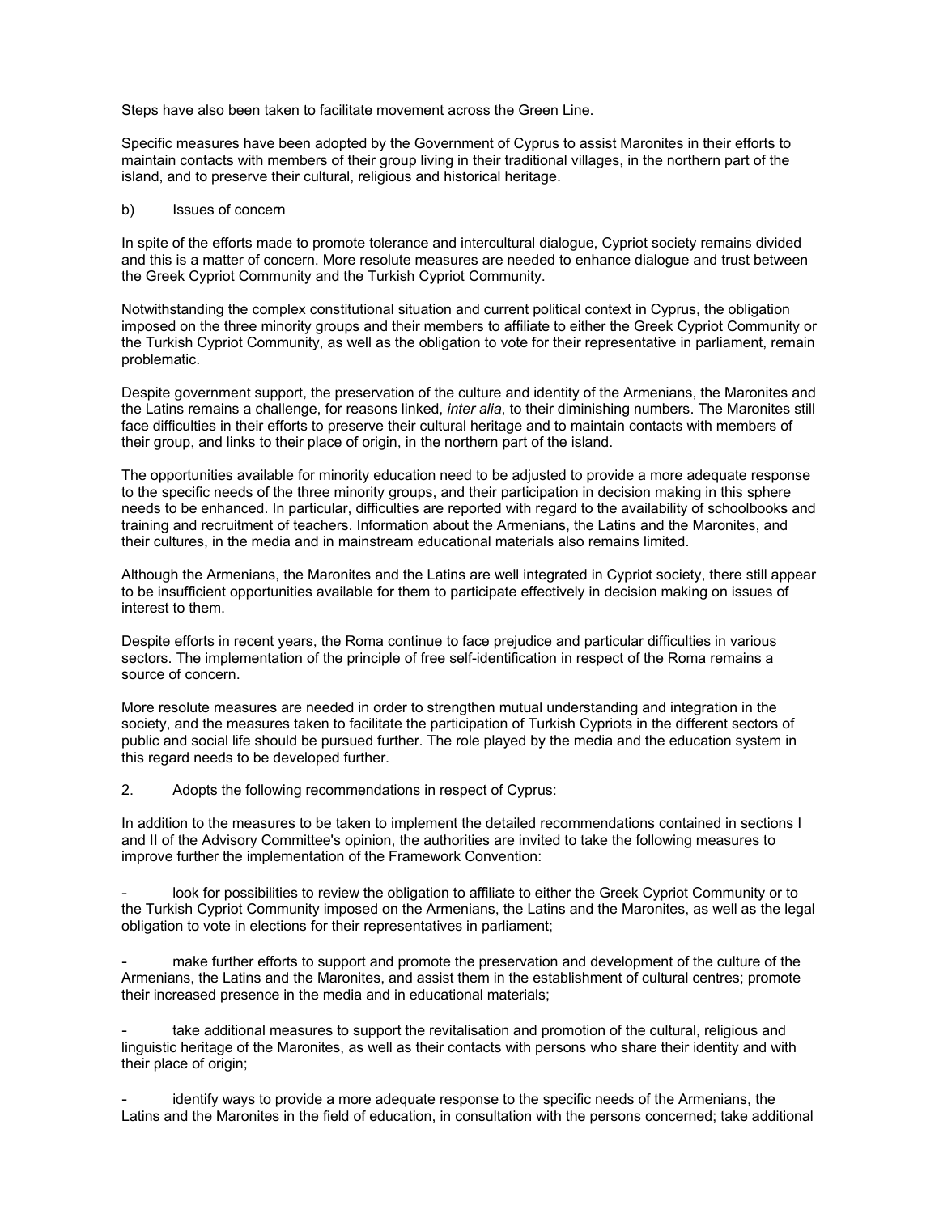Steps have also been taken to facilitate movement across the Green Line.

Specific measures have been adopted by the Government of Cyprus to assist Maronites in their efforts to maintain contacts with members of their group living in their traditional villages, in the northern part of the island, and to preserve their cultural, religious and historical heritage.

b) Issues of concern

In spite of the efforts made to promote tolerance and intercultural dialogue, Cypriot society remains divided and this is a matter of concern. More resolute measures are needed to enhance dialogue and trust between the Greek Cypriot Community and the Turkish Cypriot Community.

Notwithstanding the complex constitutional situation and current political context in Cyprus, the obligation imposed on the three minority groups and their members to affiliate to either the Greek Cypriot Community or the Turkish Cypriot Community, as well as the obligation to vote for their representative in parliament, remain problematic.

Despite government support, the preservation of the culture and identity of the Armenians, the Maronites and the Latins remains a challenge, for reasons linked, *inter alia*, to their diminishing numbers. The Maronites still face difficulties in their efforts to preserve their cultural heritage and to maintain contacts with members of their group, and links to their place of origin, in the northern part of the island.

The opportunities available for minority education need to be adjusted to provide a more adequate response to the specific needs of the three minority groups, and their participation in decision making in this sphere needs to be enhanced. In particular, difficulties are reported with regard to the availability of schoolbooks and training and recruitment of teachers. Information about the Armenians, the Latins and the Maronites, and their cultures, in the media and in mainstream educational materials also remains limited.

Although the Armenians, the Maronites and the Latins are well integrated in Cypriot society, there still appear to be insufficient opportunities available for them to participate effectively in decision making on issues of interest to them.

Despite efforts in recent years, the Roma continue to face prejudice and particular difficulties in various sectors. The implementation of the principle of free self-identification in respect of the Roma remains a source of concern.

More resolute measures are needed in order to strengthen mutual understanding and integration in the society, and the measures taken to facilitate the participation of Turkish Cypriots in the different sectors of public and social life should be pursued further. The role played by the media and the education system in this regard needs to be developed further.

2. Adopts the following recommendations in respect of Cyprus:

In addition to the measures to be taken to implement the detailed recommendations contained in sections I and II of the Advisory Committee's opinion, the authorities are invited to take the following measures to improve further the implementation of the Framework Convention:

- look for possibilities to review the obligation to affiliate to either the Greek Cypriot Community or to the Turkish Cypriot Community imposed on the Armenians, the Latins and the Maronites, as well as the legal obligation to vote in elections for their representatives in parliament;

- make further efforts to support and promote the preservation and development of the culture of the Armenians, the Latins and the Maronites, and assist them in the establishment of cultural centres; promote their increased presence in the media and in educational materials;

- take additional measures to support the revitalisation and promotion of the cultural, religious and linguistic heritage of the Maronites, as well as their contacts with persons who share their identity and with their place of origin;

- identify ways to provide a more adequate response to the specific needs of the Armenians, the Latins and the Maronites in the field of education, in consultation with the persons concerned; take additional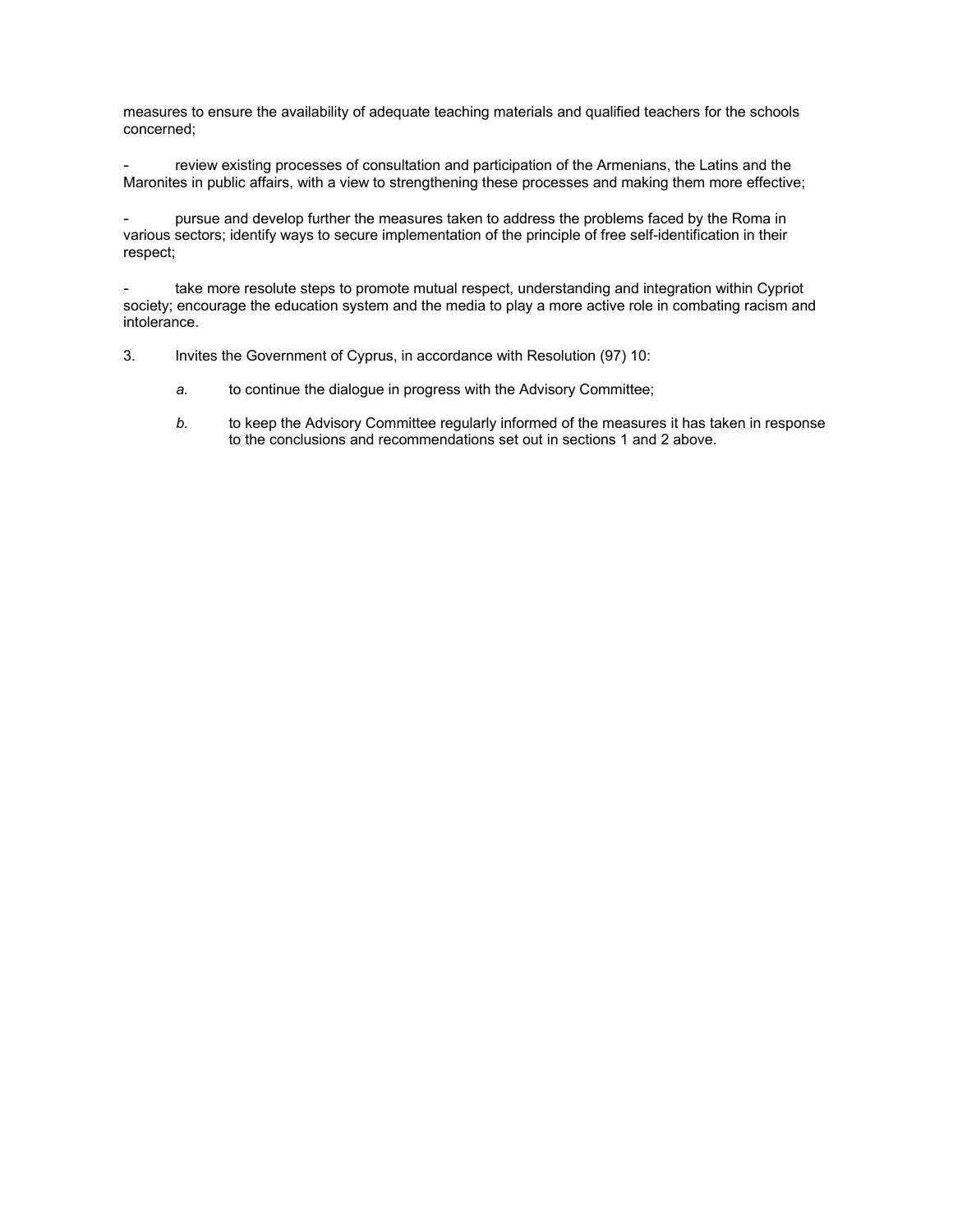measures to ensure the availability of adequate teaching materials and qualified teachers for the schools concerned;

- review existing processes of consultation and participation of the Armenians, the Latins and the Maronites in public affairs, with a view to strengthening these processes and making them more effective;

- pursue and develop further the measures taken to address the problems faced by the Roma in various sectors; identify ways to secure implementation of the principle of free self-identification in their respect;

- take more resolute steps to promote mutual respect, understanding and integration within Cypriot society; encourage the education system and the media to play a more active role in combating racism and intolerance.

3. Invites the Government of Cyprus, in accordance with Resolution (97) 10:

   *a.* to continue the dialogue in progress with the Advisory Committee;

   *b.* to keep the Advisory Committee regularly informed of the measures it has taken in response to the conclusions and recommendations set out in sections 1 and 2 above.